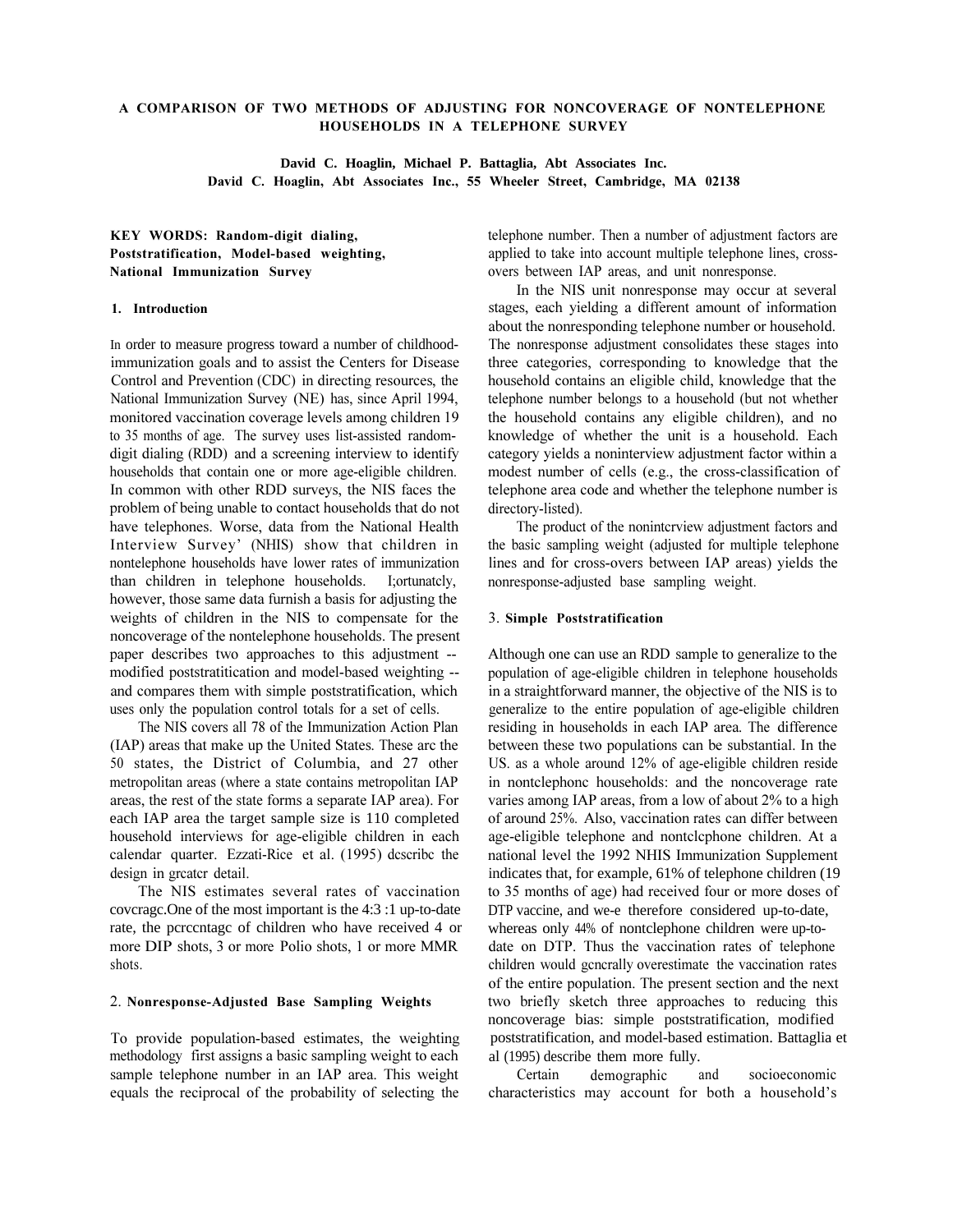# A COMPARISON OF TWO METHODS OF ADJUSTING FOR NONCOVERAGE OF NONTELEPHONE HOUSEHOLDS IN A TELEPHONE SURVEY

**David C. Hoaglin, Michael P. Battaglia, Abt Associates Inc.**
**David C. Hoaglin, Abt Associates Inc., 55 Wheeler Street, Cambridge, MA 02138**

**KEY WORDS: Random-digit dialing, Poststratification, Model-based weighting, National Immunization Survey**

## 1. Introduction

In order to measure progress toward a number of childhood-immunization goals and to assist the Centers for Disease Control and Prevention (CDC) in directing resources, the National Immunization Survey (NE) has, since April 1994, monitored vaccination coverage levels among children 19 to 35 months of age. The survey uses list-assisted random-digit dialing (RDD) and a screening interview to identify households that contain one or more age-eligible children. In common with other RDD surveys, the NIS faces the problem of being unable to contact households that do not have telephones. Worse, data from the National Health Interview Survey' (NHIS) show that children in nontelephone households have lower rates of immunization than children in telephone households. I;ortunatcly, however, those same data furnish a basis for adjusting the weights of children in the NIS to compensate for the noncoverage of the nontelephone households. The present paper describes two approaches to this adjustment -- modified poststratitication and model-based weighting -- and compares them with simple poststratification, which uses only the population control totals for a set of cells.

The NIS covers all 78 of the Immunization Action Plan (IAP) areas that make up the United States. These arc the 50 states, the District of Columbia, and 27 other metropolitan areas (where a state contains metropolitan IAP areas, the rest of the state forms a separate IAP area). For each IAP area the target sample size is 110 completed household interviews for age-eligible children in each calendar quarter. Ezzati-Rice et al. (1995) dcscribc the design in grcatcr detail.

The NIS estimates several rates of vaccination covcragc.One of the most important is the 4:3 :1 up-to-date rate, the pcrccntagc of children who have received 4 or more DIP shots, 3 or more Polio shots, 1 or more MMR shots.

## 2. Nonresponse-Adjusted Base Sampling Weights

To provide population-based estimates, the weighting methodology first assigns a basic sampling weight to each sample telephone number in an IAP area. This weight equals the reciprocal of the probability of selecting the telephone number. Then a number of adjustment factors are applied to take into account multiple telephone lines, cross-overs between IAP areas, and unit nonresponse.

In the NIS unit nonresponse may occur at several stages, each yielding a different amount of information about the nonresponding telephone number or household. The nonresponse adjustment consolidates these stages into three categories, corresponding to knowledge that the household contains an eligible child, knowledge that the telephone number belongs to a household (but not whether the household contains any eligible children), and no knowledge of whether the unit is a household. Each category yields a noninterview adjustment factor within a modest number of cells (e.g., the cross-classification of telephone area code and whether the telephone number is directory-listed).

The product of the nonintcrview adjustment factors and the basic sampling weight (adjusted for multiple telephone lines and for cross-overs between IAP areas) yields the nonresponse-adjusted base sampling weight.

## 3. Simple Poststratification

Although one can use an RDD sample to generalize to the population of age-eligible children in telephone households in a straightforward manner, the objective of the NIS is to generalize to the entire population of age-eligible children residing in households in each IAP area. The difference between these two populations can be substantial. In the US. as a whole around 12% of age-eligible children reside in nontclephonc households: and the noncoverage rate varies among IAP areas, from a low of about 2% to a high of around 25%. Also, vaccination rates can differ between age-eligible telephone and nontclcphone children. At a national level the 1992 NHIS Immunization Supplement indicates that, for example, 61% of telephone children (19 to 35 months of age) had received four or more doses of DTP vaccine, and we-e therefore considered up-to-date, whereas only 44% of nontclephone children were up-to-date on DTP. Thus the vaccination rates of telephone children would gcncrally overestimate the vaccination rates of the entire population. The present section and the next two briefly sketch three approaches to reducing this noncoverage bias: simple poststratification, modified poststratification, and model-based estimation. Battaglia et al (1995) describe them more fully.

Certain demographic and socioeconomic characteristics may account for both a household's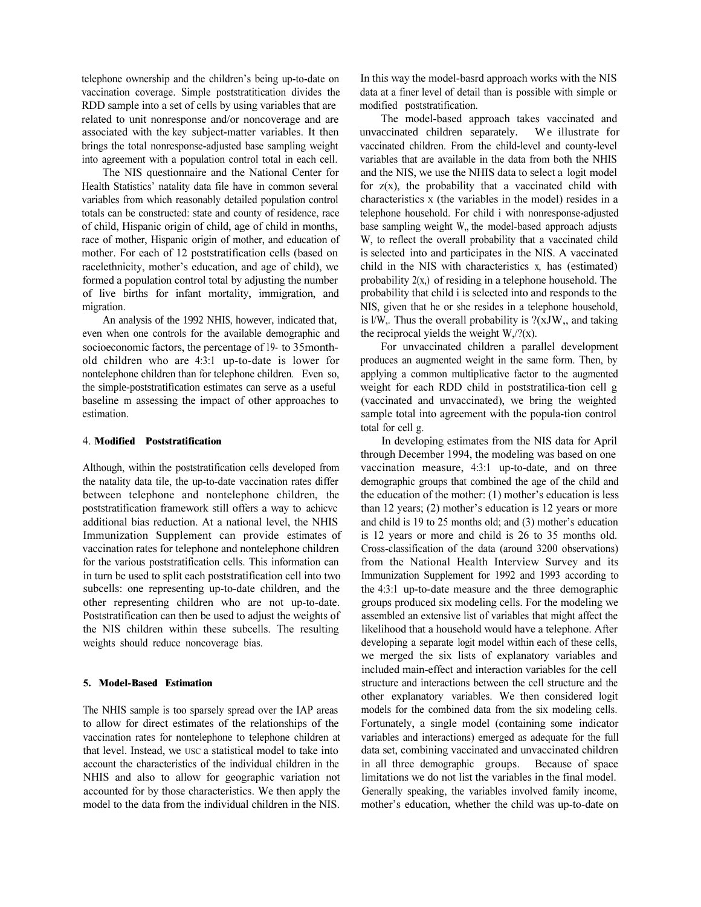telephone ownership and the children's being up-to-date on vaccination coverage. Simple poststratitication divides the RDD sample into a set of cells by using variables that are related to unit nonresponse and/or noncoverage and are associated with the key subject-matter variables. It then brings the total nonresponse-adjusted base sampling weight into agreement with a population control total in each cell.

The NIS questionnaire and the National Center for Health Statistics' natality data file have in common several variables from which reasonably detailed population control totals can be constructed: state and county of residence, race of child, Hispanic origin of child, age of child in months, race of mother, Hispanic origin of mother, and education of mother. For each of 12 poststratification cells (based on racelethnicity, mother's education, and age of child), we formed a population control total by adjusting the number of live births for infant mortality, immigration, and migration.

An analysis of the 1992 NHIS, however, indicated that, even when one controls for the available demographic and socioeconomic factors, the percentage of 19- to 35month-old children who are 4:3:1 up-to-date is lower for nontelephone children than for telephone children. Even so, the simple-poststratification estimates can serve as a useful baseline m assessing the impact of other approaches to estimation.

## 4. Modified Poststratification

Although, within the poststratification cells developed from the natality data tile, the up-to-date vaccination rates differ between telephone and nontelephone children, the poststratification framework still offers a way to achicvc additional bias reduction. At a national level, the NHIS Immunization Supplement can provide estimates of vaccination rates for telephone and nontelephone children for the various poststratification cells. This information can in turn be used to split each poststratification cell into two subcells: one representing up-to-date children, and the other representing children who are not up-to-date. Poststratification can then be used to adjust the weights of the NIS children within these subcells. The resulting weights should reduce noncoverage bias.

## 5. Model-Based Estimation

The NHIS sample is too sparsely spread over the IAP areas to allow for direct estimates of the relationships of the vaccination rates for nontelephone to telephone children at that level. Instead, we USC a statistical model to take into account the characteristics of the individual children in the NHIS and also to allow for geographic variation not accounted for by those characteristics. We then apply the model to the data from the individual children in the NIS. In this way the model-basrd approach works with the NIS data at a finer level of detail than is possible with simple or modified poststratification.

The model-based approach takes vaccinated and unvaccinated children separately. We illustrate for vaccinated children. From the child-level and county-level variables that are available in the data from both the NHIS and the NIS, we use the NHIS data to select a logit model for $z(x)$, the probability that a vaccinated child with characteristics x (the variables in the model) resides in a telephone household. For child i with nonresponse-adjusted base sampling weight $W_i$, the model-based approach adjusts $W_i$ to reflect the overall probability that a vaccinated child is selected into and participates in the NIS. A vaccinated child in the NIS with characteristics $x_i$ has (estimated) probability $\hat{z}(x_i)$ of residing in a telephone household. The probability that child i is selected into and responds to the NIS, given that he or she resides in a telephone household, is $1/W_i$. Thus the overall probability is $\hat{z}(x_i)/W_i$, and taking the reciprocal yields the weight $W_i/\hat{z}(x_i)$.

For unvaccinated children a parallel development produces an augmented weight in the same form. Then, by applying a common multiplicative factor to the augmented weight for each RDD child in poststratilica-tion cell g (vaccinated and unvaccinated), we bring the weighted sample total into agreement with the popula-tion control total for cell g.

In developing estimates from the NIS data for April through December 1994, the modeling was based on one vaccination measure, 4:3:1 up-to-date, and on three demographic groups that combined the age of the child and the education of the mother: (1) mother's education is less than 12 years; (2) mother's education is 12 years or more and child is 19 to 25 months old; and (3) mother's education is 12 years or more and child is 26 to 35 months old. Cross-classification of the data (around 3200 observations) from the National Health Interview Survey and its Immunization Supplement for 1992 and 1993 according to the 4:3:1 up-to-date measure and the three demographic groups produced six modeling cells. For the modeling we assembled an extensive list of variables that might affect the likelihood that a household would have a telephone. After developing a separate logit model within each of these cells, we merged the six lists of explanatory variables and included main-effect and interaction variables for the cell structure and interactions between the cell structure and the other explanatory variables. We then considered logit models for the combined data from the six modeling cells. Fortunately, a single model (containing some indicator variables and interactions) emerged as adequate for the full data set, combining vaccinated and unvaccinated children in all three demographic groups. Because of space limitations we do not list the variables in the final model. Generally speaking, the variables involved family income, mother's education, whether the child was up-to-date on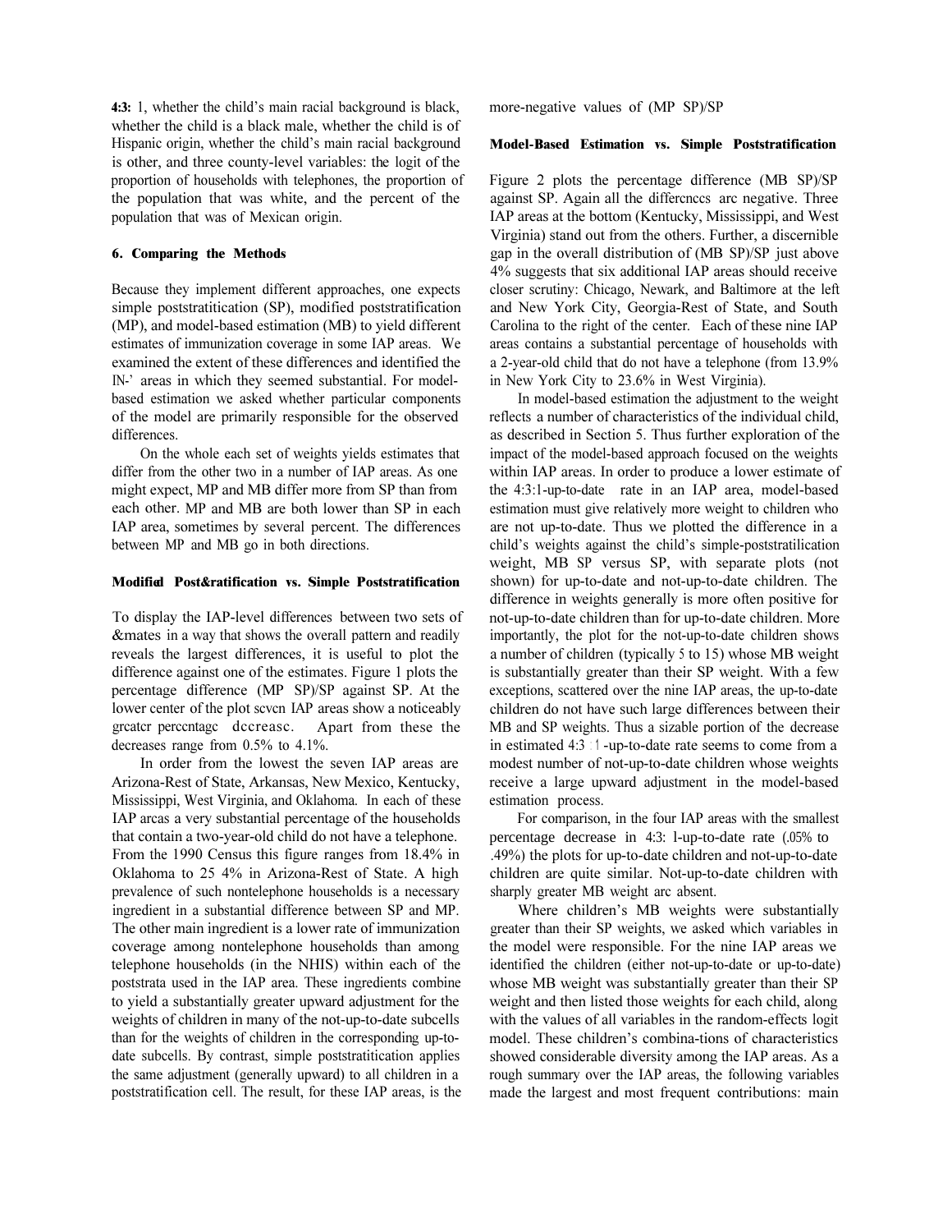4:3: 1, whether the child's main racial background is black, whether the child is a black male, whether the child is of Hispanic origin, whether the child's main racial background is other, and three county-level variables: the logit of the proportion of households with telephones, the proportion of the population that was white, and the percent of the population that was of Mexican origin.

### 6. Comparing the Methods

Because they implement different approaches, one expects simple poststratitication (SP), modified poststratification (MP), and model-based estimation (MB) to yield different estimates of immunization coverage in some IAP areas. We examined the extent of these differences and identified the IN-' areas in which they seemed substantial. For model-based estimation we asked whether particular components of the model are primarily responsible for the observed differences.

On the whole each set of weights yields estimates that differ from the other two in a number of IAP areas. As one might expect, MP and MB differ more from SP than from each other. MP and MB are both lower than SP in each IAP area, sometimes by several percent. The differences between MP and MB go in both directions.

#### Modified Post&ratification vs. Simple Poststratification

To display the IAP-level differences between two sets of &mates in a way that shows the overall pattern and readily reveals the largest differences, it is useful to plot the difference against one of the estimates. Figure 1 plots the percentage difference (MP SP)/SP against SP. At the lower center of the plot scvcn IAP areas show a noticeably grcatcr perccntagc dccreasc. Apart from these the decreases range from 0.5% to 4.1%.

In order from the lowest the seven IAP areas are Arizona-Rest of State, Arkansas, New Mexico, Kentucky, Mississippi, West Virginia, and Oklahoma. In each of these IAP arcas a very substantial percentage of the households that contain a two-year-old child do not have a telephone. From the 1990 Census this figure ranges from 18.4% in Oklahoma to 25 4% in Arizona-Rest of State. A high prevalence of such nontelephone households is a necessary ingredient in a substantial difference between SP and MP. The other main ingredient is a lower rate of immunization coverage among nontelephone households than among telephone households (in the NHIS) within each of the poststrata used in the IAP area. These ingredients combine to yield a substantially greater upward adjustment for the weights of children in many of the not-up-to-date subcells than for the weights of children in the corresponding up-to-date subcells. By contrast, simple poststratitication applies the same adjustment (generally upward) to all children in a poststratification cell. The result, for these IAP areas, is the more-negative values of (MP SP)/SP

#### Model-Based Estimation vs. Simple Poststratification

Figure 2 plots the percentage difference (MB SP)/SP against SP. Again all the differcnccs arc negative. Three IAP areas at the bottom (Kentucky, Mississippi, and West Virginia) stand out from the others. Further, a discernible gap in the overall distribution of (MB SP)/SP just above 4% suggests that six additional IAP areas should receive closer scrutiny: Chicago, Newark, and Baltimore at the left and New York City, Georgia-Rest of State, and South Carolina to the right of the center. Each of these nine IAP areas contains a substantial percentage of households with a 2-year-old child that do not have a telephone (from 13.9% in New York City to 23.6% in West Virginia).

In model-based estimation the adjustment to the weight reflects a number of characteristics of the individual child, as described in Section 5. Thus further exploration of the impact of the model-based approach focused on the weights within IAP areas. In order to produce a lower estimate of the 4:3:1-up-to-date rate in an IAP area, model-based estimation must give relatively more weight to children who are not up-to-date. Thus we plotted the difference in a child's weights against the child's simple-poststratification weight, MB SP versus SP, with separate plots (not shown) for up-to-date and not-up-to-date children. The difference in weights generally is more often positive for not-up-to-date children than for up-to-date children. More importantly, the plot for the not-up-to-date children shows a number of children (typically 5 to 15) whose MB weight is substantially greater than their SP weight. With a few exceptions, scattered over the nine IAP areas, the up-to-date children do not have such large differences between their MB and SP weights. Thus a sizable portion of the decrease in estimated 4:3 :1 -up-to-date rate seems to come from a modest number of not-up-to-date children whose weights receive a large upward adjustment in the model-based estimation process.

For comparison, in the four IAP areas with the smallest percentage decrease in 4:3: l-up-to-date rate (.05% to .49%) the plots for up-to-date children and not-up-to-date children are quite similar. Not-up-to-date children with sharply greater MB weight arc absent.

Where children's MB weights were substantially greater than their SP weights, we asked which variables in the model were responsible. For the nine IAP areas we identified the children (either not-up-to-date or up-to-date) whose MB weight was substantially greater than their SP weight and then listed those weights for each child, along with the values of all variables in the random-effects logit model. These children's combina-tions of characteristics showed considerable diversity among the IAP areas. As a rough summary over the IAP areas, the following variables made the largest and most frequent contributions: main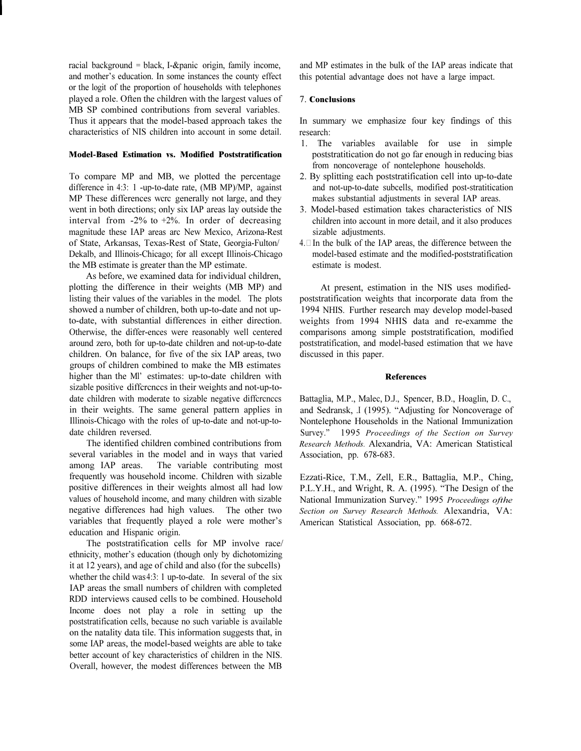racial background = black, I-&panic origin, family income, and mother's education. In some instances the county effect or the logit of the proportion of households with telephones played a role. Often the children with the largest values of MB SP combined contributions from several variables. Thus it appears that the model-based approach takes the characteristics of NIS children into account in some detail.

**Model-Based Estimation vs. Modified Poststratification**

To compare MP and MB, we plotted the percentage difference in 4:3: 1 -up-to-date rate, (MB MP)/MP, against MP These differences wcrc generally not large, and they went in both directions; only six IAP areas lay outside the interval from -2% to +2%. In order of decreasing magnitude these IAP areas arc New Mexico, Arizona-Rest of State, Arkansas, Texas-Rest of State, Georgia-Fulton/ Dekalb, and Illinois-Chicago; for all except Illinois-Chicago the MB estimate is greater than the MP estimate.

As before, we examined data for individual children, plotting the difference in their weights (MB MP) and listing their values of the variables in the model. The plots showed a number of children, both up-to-date and not up-to-date, with substantial differences in either direction. Otherwise, the differ-ences were reasonably well centered around zero, both for up-to-date children and not-up-to-date children. On balance, for five of the six IAP areas, two groups of children combined to make the MB estimates higher than the Ml' estimates: up-to-date children with sizable positive diffcrcnccs in their weights and not-up-to-date children with moderate to sizable negative diffcrcnccs in their weights. The same general pattern applies in Illinois-Chicago with the roles of up-to-date and not-up-to-date children reversed.

The identified children combined contributions from several variables in the model and in ways that varied among IAP areas. The variable contributing most frequently was household income. Children with sizable positive differences in their weights almost all had low values of household income, and many children with sizable negative differences had high values. The other two variables that frequently played a role were mother's education and Hispanic origin.

The poststratification cells for MP involve race/ ethnicity, mother's education (though only by dichotomizing it at 12 years), and age of child and also (for the subcells) whether the child was 4:3: 1 up-to-date. In several of the six IAP areas the small numbers of children with completed RDD interviews caused cells to be combined. Household Income does not play a role in setting up the poststratification cells, because no such variable is available on the natality data tile. This information suggests that, in some IAP areas, the model-based weights are able to take better account of key characteristics of children in the NIS. Overall, however, the modest differences between the MB and MP estimates in the bulk of the IAP areas indicate that this potential advantage does not have a large impact.

## 7. Conclusions

In summary we emphasize four key findings of this research:

1. The variables available for use in simple poststratitication do not go far enough in reducing bias from noncoverage of nontelephone households.
2. By splitting each poststratification cell into up-to-date and not-up-to-date subcells, modified post-stratitication makes substantial adjustments in several IAP areas.
3. Model-based estimation takes characteristics of NIS children into account in more detail, and it also produces sizable adjustments.
4. In the bulk of the IAP areas, the difference between the model-based estimate and the modified-poststratification estimate is modest.

At present, estimation in the NIS uses modified-poststratification weights that incorporate data from the 1994 NHIS. Further research may develop model-based weights from 1994 NHIS data and re-examme the comparisons among simple poststratification, modified poststratification, and model-based estimation that we have discussed in this paper.

## References

Battaglia, M.P., Malec, D.J., Spencer, B.D., Hoaglin, D. C., and Sedransk, .I (1995). "Adjusting for Noncoverage of Nontelephone Households in the National Immunization Survey." 1995 *Proceedings of the Section on Survey Research Methods.* Alexandria, VA: American Statistical Association, pp. 678-683.

Ezzati-Rice, T.M., Zell, E.R., Battaglia, M.P., Ching, P.L.Y.H., and Wright, R. A. (1995). "The Design of the National Immunization Survey." 1995 *Proceedings ofthe Section on Survey Research Methods.* Alexandria, VA: American Statistical Association, pp. 668-672.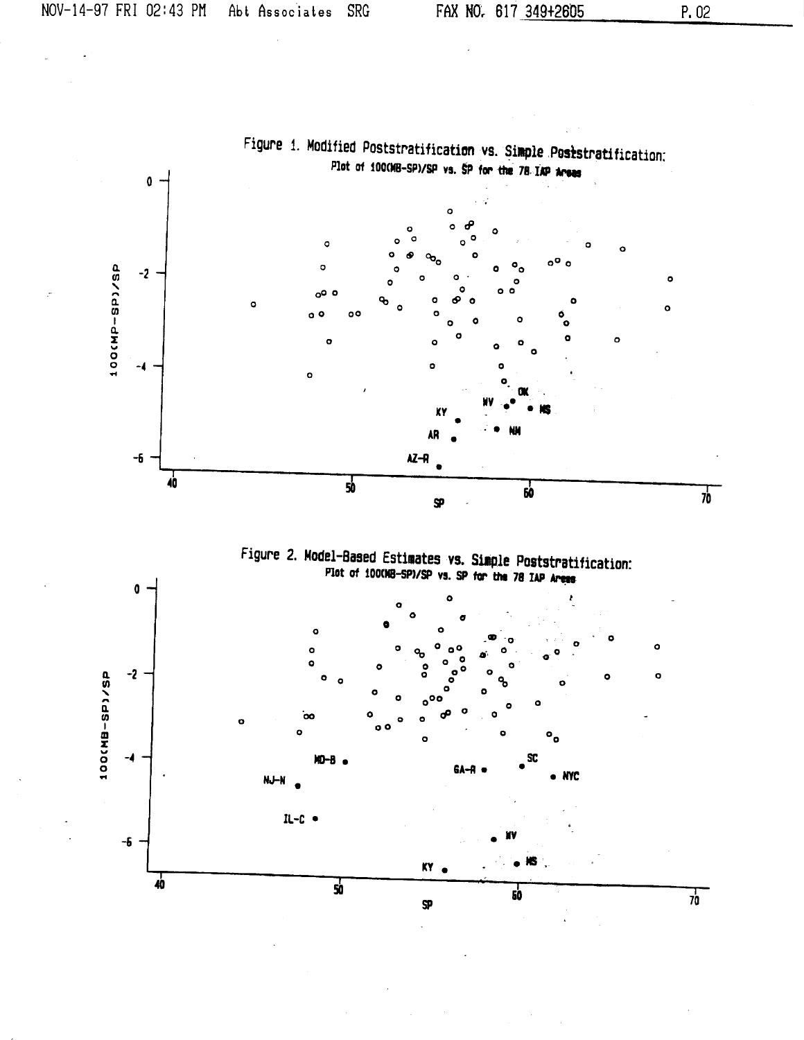Figure 1. Modified Poststratification vs. Simple Poststratification:

Plot of 100(MB-SP)/SP vs. SP for the 78 IAP Areas

100(MP-SP)/SP

0

-2

-4

-6

40

50

60

70

SP

OK

WV

MS

KY

NM

AR

AZ-R

Figure 2. Model-Based Estimates vs. Simple Poststratification:

Plot of 100(MB-SP)/SP vs. SP for the 78 IAP Areas

100(MB-SP)/SP

0

-2

-4

-6

40

50

60

70

SP

MD-B

SC

GA-R

NYC

NJ-N

IL-C

WV

MS

KY